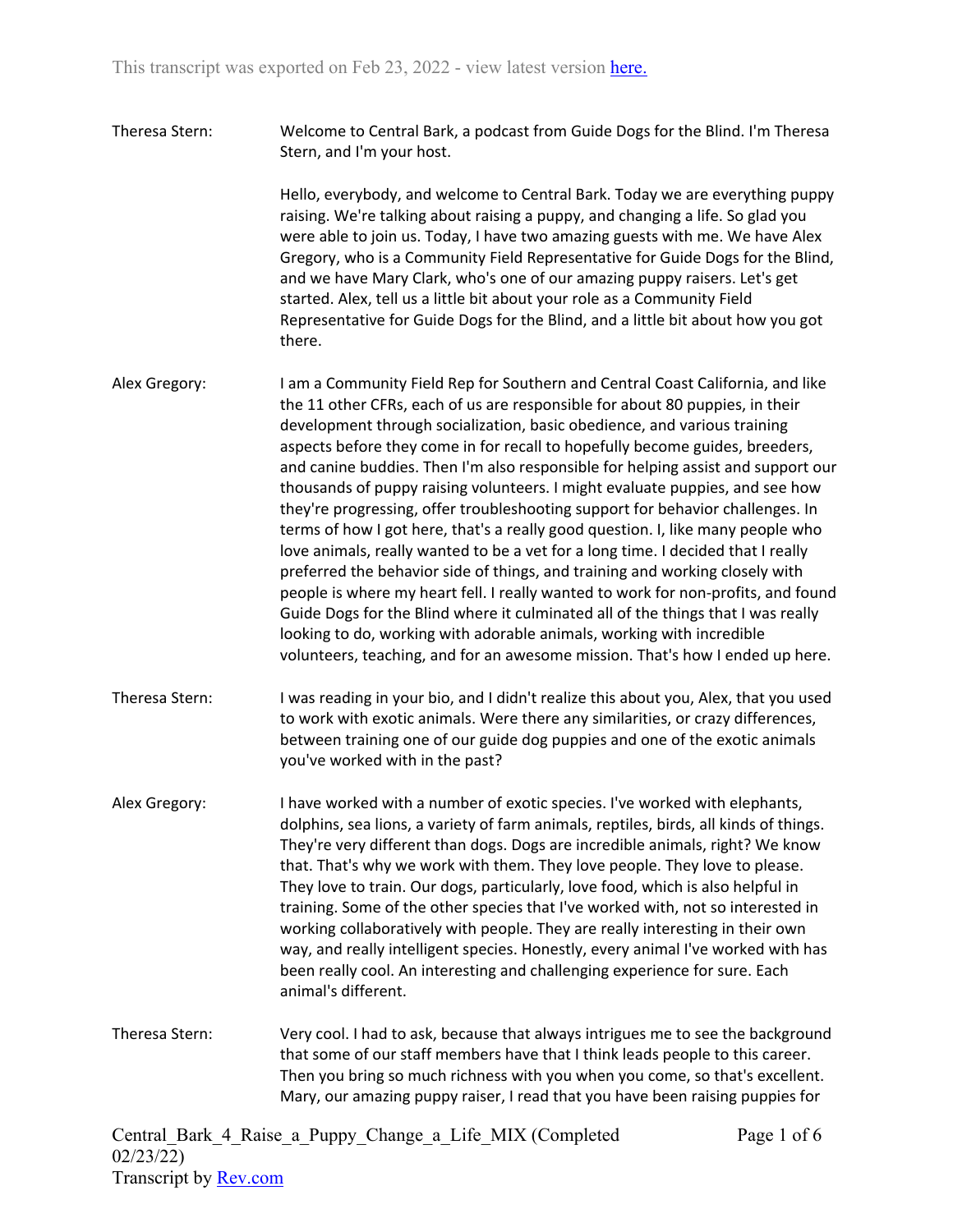This transcript was exported on Feb 23, 2022 - view latest version here.

Theresa Stern: Welcome to Central Bark, a podcast from Guide Dogs for the Blind. I'm Theresa Stern, and I'm your host.

Hello, everybody, and welcome to Central Bark. Today we are everything puppy raising. We're talking about raising a puppy, and changing a life. So glad you were able to join us. Today, I have two amazing guests with me. We have Alex Gregory, who is a Community Field Representative for Guide Dogs for the Blind, and we have Mary Clark, who's one of our amazing puppy raisers. Let's get started. Alex, tell us a little bit about your role as a Community Field Representative for Guide Dogs for the Blind, and a little bit about how you got there.

Alex Gregory: I am a Community Field Rep for Southern and Central Coast California, and like the 11 other CFRs, each of us are responsible for about 80 puppies, in their development through socialization, basic obedience, and various training aspects before they come in for recall to hopefully become guides, breeders, and canine buddies. Then I'm also responsible for helping assist and support our thousands of puppy raising volunteers. I might evaluate puppies, and see how they're progressing, offer troubleshooting support for behavior challenges. In terms of how I got here, that's a really good question. I, like many people who love animals, really wanted to be a vet for a long time. I decided that I really preferred the behavior side of things, and training and working closely with people is where my heart fell. I really wanted to work for non-profits, and found Guide Dogs for the Blind where it culminated all of the things that I was really looking to do, working with adorable animals, working with incredible volunteers, teaching, and for an awesome mission. That's how I ended up here.

Theresa Stern: I was reading in your bio, and I didn't realize this about you, Alex, that you used to work with exotic animals. Were there any similarities, or crazy differences, between training one of our guide dog puppies and one of the exotic animals you've worked with in the past?

Alex Gregory: I have worked with a number of exotic species. I've worked with elephants, dolphins, sea lions, a variety of farm animals, reptiles, birds, all kinds of things. They're very different than dogs. Dogs are incredible animals, right? We know that. That's why we work with them. They love people. They love to please. They love to train. Our dogs, particularly, love food, which is also helpful in training. Some of the other species that I've worked with, not so interested in working collaboratively with people. They are really interesting in their own way, and really intelligent species. Honestly, every animal I've worked with has been really cool. An interesting and challenging experience for sure. Each animal's different.

Theresa Stern: Very cool. I had to ask, because that always intrigues me to see the background that some of our staff members have that I think leads people to this career. Then you bring so much richness with you when you come, so that's excellent. Mary, our amazing puppy raiser, I read that you have been raising puppies for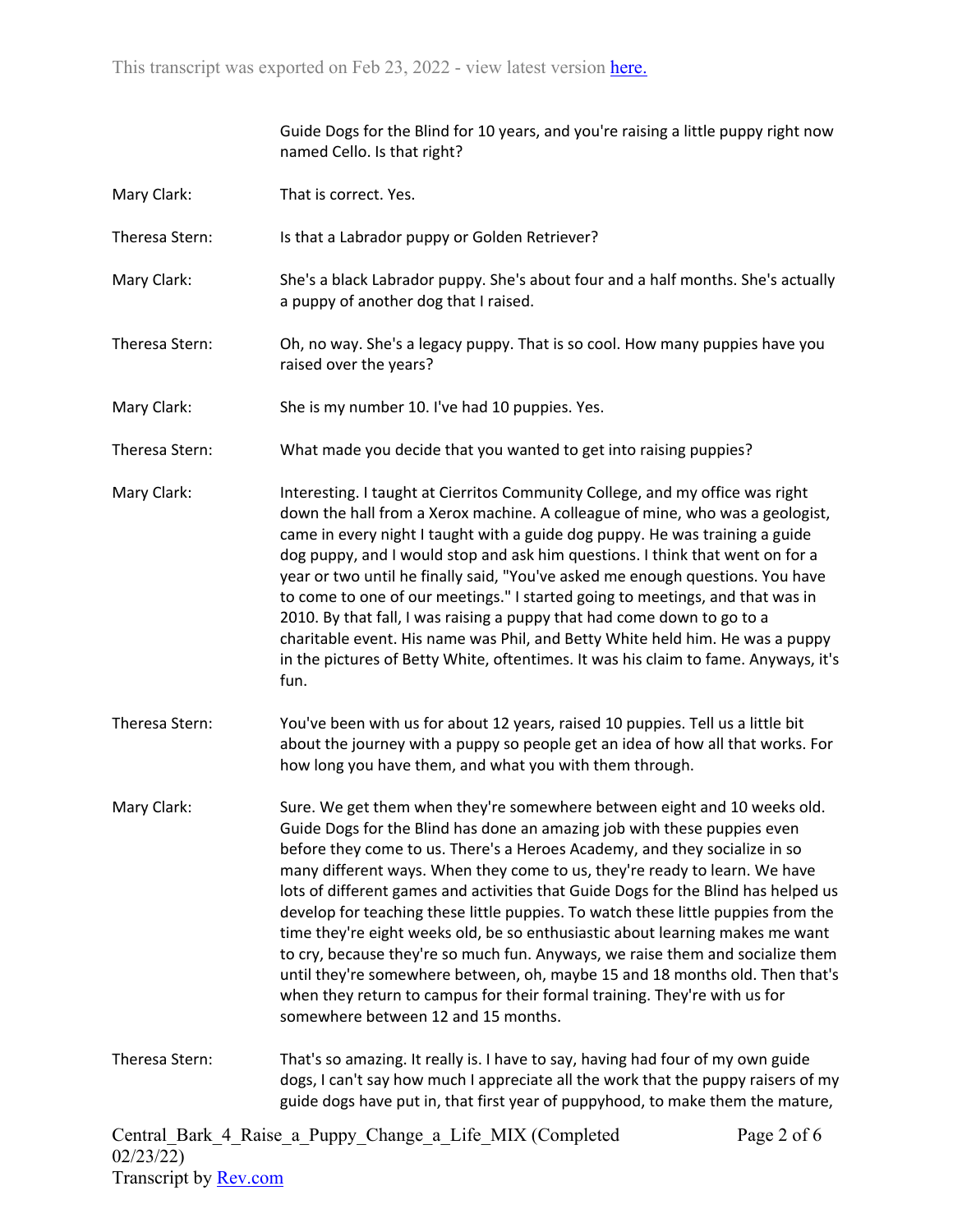Guide Dogs for the Blind for 10 years, and you're raising a little puppy right now named Cello. Is that right?

**Mary Clark:** That is correct. Yes.

**Theresa Stern:** Is that a Labrador puppy or Golden Retriever?

**Mary Clark:** She's a black Labrador puppy. She's about four and a half months. She's actually a puppy of another dog that I raised.

**Theresa Stern:** Oh, no way. She's a legacy puppy. That is so cool. How many puppies have you raised over the years?

**Mary Clark:** She is my number 10. I've had 10 puppies. Yes.

**Theresa Stern:** What made you decide that you wanted to get into raising puppies?

**Mary Clark:** Interesting. I taught at Cierritos Community College, and my office was right down the hall from a Xerox machine. A colleague of mine, who was a geologist, came in every night I taught with a guide dog puppy. He was training a guide dog puppy, and I would stop and ask him questions. I think that went on for a year or two until he finally said, "You've asked me enough questions. You have to come to one of our meetings." I started going to meetings, and that was in 2010. By that fall, I was raising a puppy that had come down to go to a charitable event. His name was Phil, and Betty White held him. He was a puppy in the pictures of Betty White, oftentimes. It was his claim to fame. Anyways, it's fun.

**Theresa Stern:** You've been with us for about 12 years, raised 10 puppies. Tell us a little bit about the journey with a puppy so people get an idea of how all that works. For how long you have them, and what you with them through.

**Mary Clark:** Sure. We get them when they're somewhere between eight and 10 weeks old. Guide Dogs for the Blind has done an amazing job with these puppies even before they come to us. There's a Heroes Academy, and they socialize in so many different ways. When they come to us, they're ready to learn. We have lots of different games and activities that Guide Dogs for the Blind has helped us develop for teaching these little puppies. To watch these little puppies from the time they're eight weeks old, be so enthusiastic about learning makes me want to cry, because they're so much fun. Anyways, we raise them and socialize them until they're somewhere between, oh, maybe 15 and 18 months old. Then that's when they return to campus for their formal training. They're with us for somewhere between 12 and 15 months.

**Theresa Stern:** That's so amazing. It really is. I have to say, having had four of my own guide dogs, I can't say how much I appreciate all the work that the puppy raisers of my guide dogs have put in, that first year of puppyhood, to make them the mature,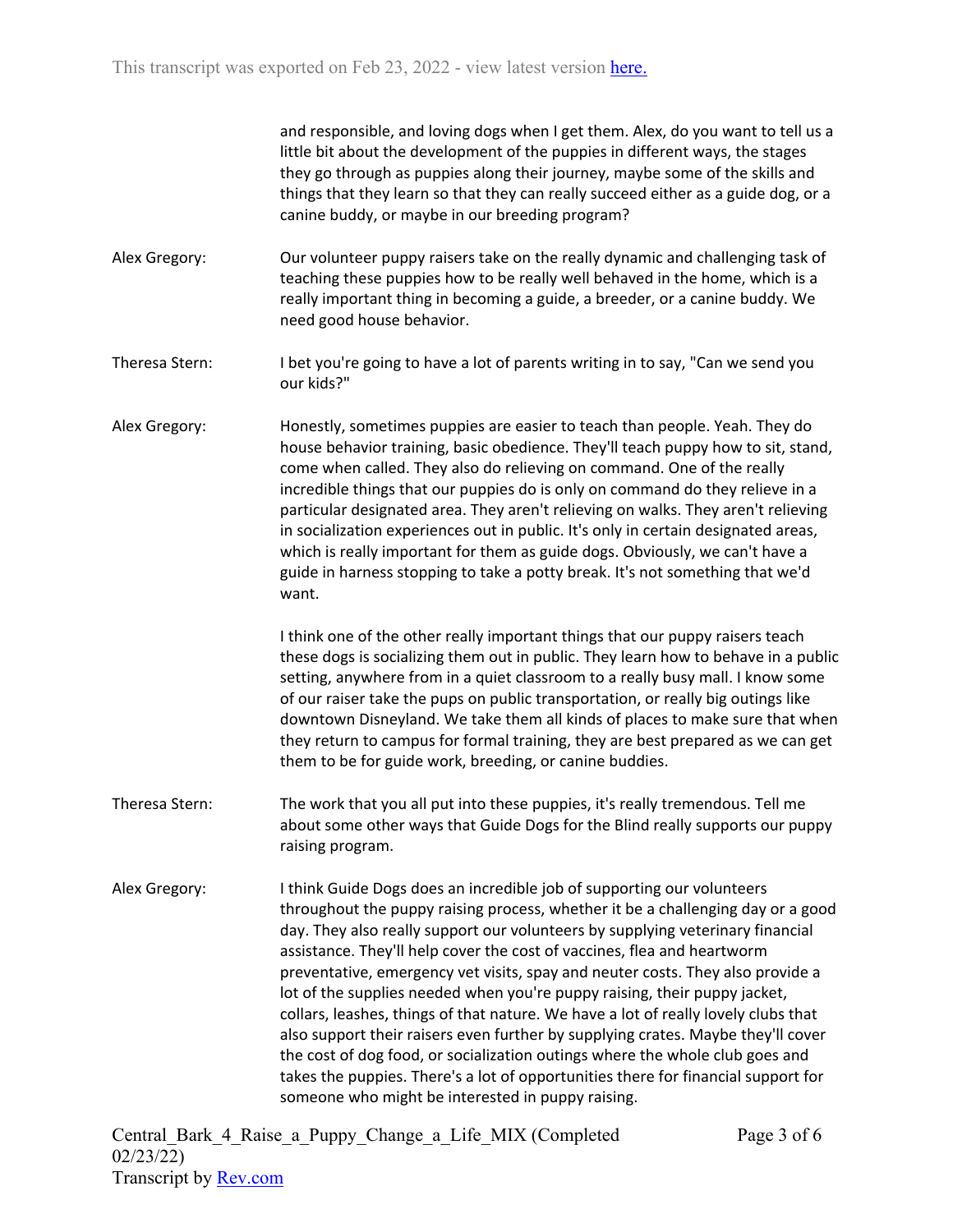and responsible, and loving dogs when I get them. Alex, do you want to tell us a little bit about the development of the puppies in different ways, the stages they go through as puppies along their journey, maybe some of the skills and things that they learn so that they can really succeed either as a guide dog, or a canine buddy, or maybe in our breeding program?

**Alex Gregory:** Our volunteer puppy raisers take on the really dynamic and challenging task of teaching these puppies how to be really well behaved in the home, which is a really important thing in becoming a guide, a breeder, or a canine buddy. We need good house behavior.

**Theresa Stern:** I bet you're going to have a lot of parents writing in to say, "Can we send you our kids?"

**Alex Gregory:** Honestly, sometimes puppies are easier to teach than people. Yeah. They do house behavior training, basic obedience. They'll teach puppy how to sit, stand, come when called. They also do relieving on command. One of the really incredible things that our puppies do is only on command do they relieve in a particular designated area. They aren't relieving on walks. They aren't relieving in socialization experiences out in public. It's only in certain designated areas, which is really important for them as guide dogs. Obviously, we can't have a guide in harness stopping to take a potty break. It's not something that we'd want.

I think one of the other really important things that our puppy raisers teach these dogs is socializing them out in public. They learn how to behave in a public setting, anywhere from in a quiet classroom to a really busy mall. I know some of our raiser take the pups on public transportation, or really big outings like downtown Disneyland. We take them all kinds of places to make sure that when they return to campus for formal training, they are best prepared as we can get them to be for guide work, breeding, or canine buddies.

**Theresa Stern:** The work that you all put into these puppies, it's really tremendous. Tell me about some other ways that Guide Dogs for the Blind really supports our puppy raising program.

**Alex Gregory:** I think Guide Dogs does an incredible job of supporting our volunteers throughout the puppy raising process, whether it be a challenging day or a good day. They also really support our volunteers by supplying veterinary financial assistance. They'll help cover the cost of vaccines, flea and heartworm preventative, emergency vet visits, spay and neuter costs. They also provide a lot of the supplies needed when you're puppy raising, their puppy jacket, collars, leashes, things of that nature. We have a lot of really lovely clubs that also support their raisers even further by supplying crates. Maybe they'll cover the cost of dog food, or socialization outings where the whole club goes and takes the puppies. There's a lot of opportunities there for financial support for someone who might be interested in puppy raising.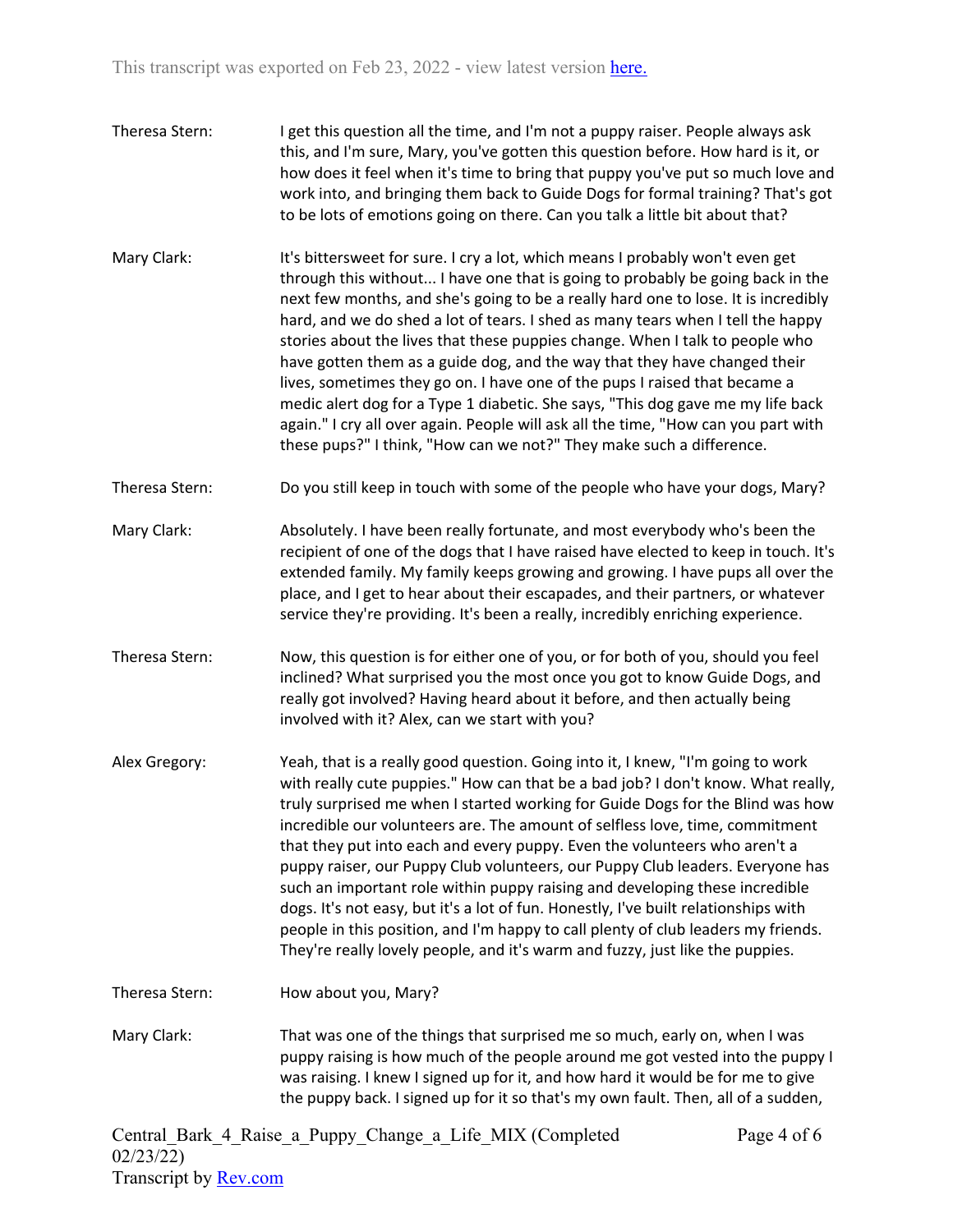Theresa Stern: I get this question all the time, and I'm not a puppy raiser. People always ask this, and I'm sure, Mary, you've gotten this question before. How hard is it, or how does it feel when it's time to bring that puppy you've put so much love and work into, and bringing them back to Guide Dogs for formal training? That's got to be lots of emotions going on there. Can you talk a little bit about that?

Mary Clark: It's bittersweet for sure. I cry a lot, which means I probably won't even get through this without... I have one that is going to probably be going back in the next few months, and she's going to be a really hard one to lose. It is incredibly hard, and we do shed a lot of tears. I shed as many tears when I tell the happy stories about the lives that these puppies change. When I talk to people who have gotten them as a guide dog, and the way that they have changed their lives, sometimes they go on. I have one of the pups I raised that became a medic alert dog for a Type 1 diabetic. She says, "This dog gave me my life back again." I cry all over again. People will ask all the time, "How can you part with these pups?" I think, "How can we not?" They make such a difference.

Theresa Stern: Do you still keep in touch with some of the people who have your dogs, Mary?

Mary Clark: Absolutely. I have been really fortunate, and most everybody who's been the recipient of one of the dogs that I have raised have elected to keep in touch. It's extended family. My family keeps growing and growing. I have pups all over the place, and I get to hear about their escapades, and their partners, or whatever service they're providing. It's been a really, incredibly enriching experience.

Theresa Stern: Now, this question is for either one of you, or for both of you, should you feel inclined? What surprised you the most once you got to know Guide Dogs, and really got involved? Having heard about it before, and then actually being involved with it? Alex, can we start with you?

Alex Gregory: Yeah, that is a really good question. Going into it, I knew, "I'm going to work with really cute puppies." How can that be a bad job? I don't know. What really, truly surprised me when I started working for Guide Dogs for the Blind was how incredible our volunteers are. The amount of selfless love, time, commitment that they put into each and every puppy. Even the volunteers who aren't a puppy raiser, our Puppy Club volunteers, our Puppy Club leaders. Everyone has such an important role within puppy raising and developing these incredible dogs. It's not easy, but it's a lot of fun. Honestly, I've built relationships with people in this position, and I'm happy to call plenty of club leaders my friends. They're really lovely people, and it's warm and fuzzy, just like the puppies.

Theresa Stern: How about you, Mary?

Mary Clark: That was one of the things that surprised me so much, early on, when I was puppy raising is how much of the people around me got vested into the puppy I was raising. I knew I signed up for it, and how hard it would be for me to give the puppy back. I signed up for it so that's my own fault. Then, all of a sudden,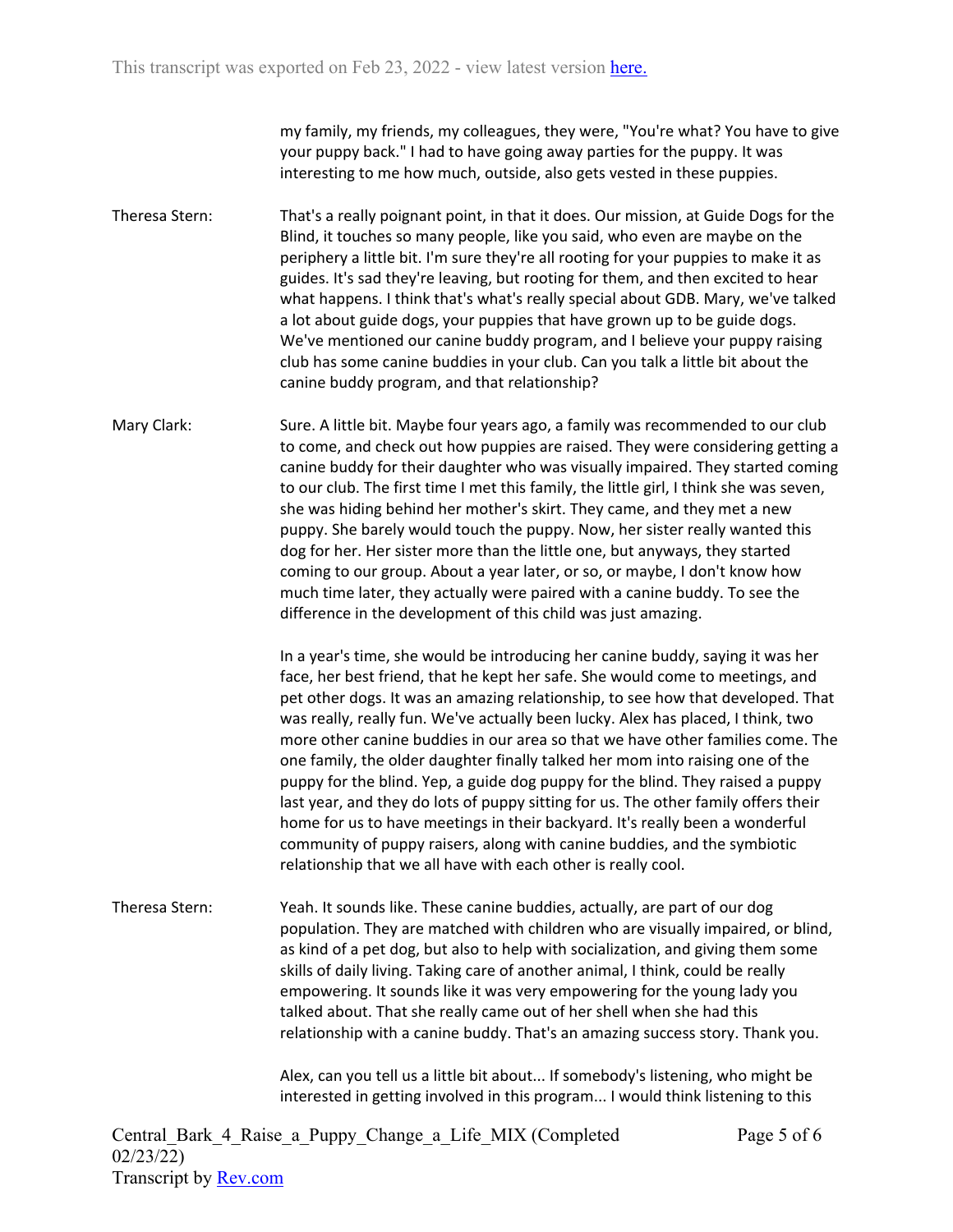my family, my friends, my colleagues, they were, "You're what? You have to give your puppy back." I had to have going away parties for the puppy. It was interesting to me how much, outside, also gets vested in these puppies.

**Theresa Stern:** That's a really poignant point, in that it does. Our mission, at Guide Dogs for the Blind, it touches so many people, like you said, who even are maybe on the periphery a little bit. I'm sure they're all rooting for your puppies to make it as guides. It's sad they're leaving, but rooting for them, and then excited to hear what happens. I think that's what's really special about GDB. Mary, we've talked a lot about guide dogs, your puppies that have grown up to be guide dogs. We've mentioned our canine buddy program, and I believe your puppy raising club has some canine buddies in your club. Can you talk a little bit about the canine buddy program, and that relationship?

**Mary Clark:** Sure. A little bit. Maybe four years ago, a family was recommended to our club to come, and check out how puppies are raised. They were considering getting a canine buddy for their daughter who was visually impaired. They started coming to our club. The first time I met this family, the little girl, I think she was seven, she was hiding behind her mother's skirt. They came, and they met a new puppy. She barely would touch the puppy. Now, her sister really wanted this dog for her. Her sister more than the little one, but anyways, they started coming to our group. About a year later, or so, or maybe, I don't know how much time later, they actually were paired with a canine buddy. To see the difference in the development of this child was just amazing.

In a year's time, she would be introducing her canine buddy, saying it was her face, her best friend, that he kept her safe. She would come to meetings, and pet other dogs. It was an amazing relationship, to see how that developed. That was really, really fun. We've actually been lucky. Alex has placed, I think, two more other canine buddies in our area so that we have other families come. The one family, the older daughter finally talked her mom into raising one of the puppy for the blind. Yep, a guide dog puppy for the blind. They raised a puppy last year, and they do lots of puppy sitting for us. The other family offers their home for us to have meetings in their backyard. It's really been a wonderful community of puppy raisers, along with canine buddies, and the symbiotic relationship that we all have with each other is really cool.

**Theresa Stern:** Yeah. It sounds like. These canine buddies, actually, are part of our dog population. They are matched with children who are visually impaired, or blind, as kind of a pet dog, but also to help with socialization, and giving them some skills of daily living. Taking care of another animal, I think, could be really empowering. It sounds like it was very empowering for the young lady you talked about. That she really came out of her shell when she had this relationship with a canine buddy. That's an amazing success story. Thank you.

Alex, can you tell us a little bit about... If somebody's listening, who might be interested in getting involved in this program... I would think listening to this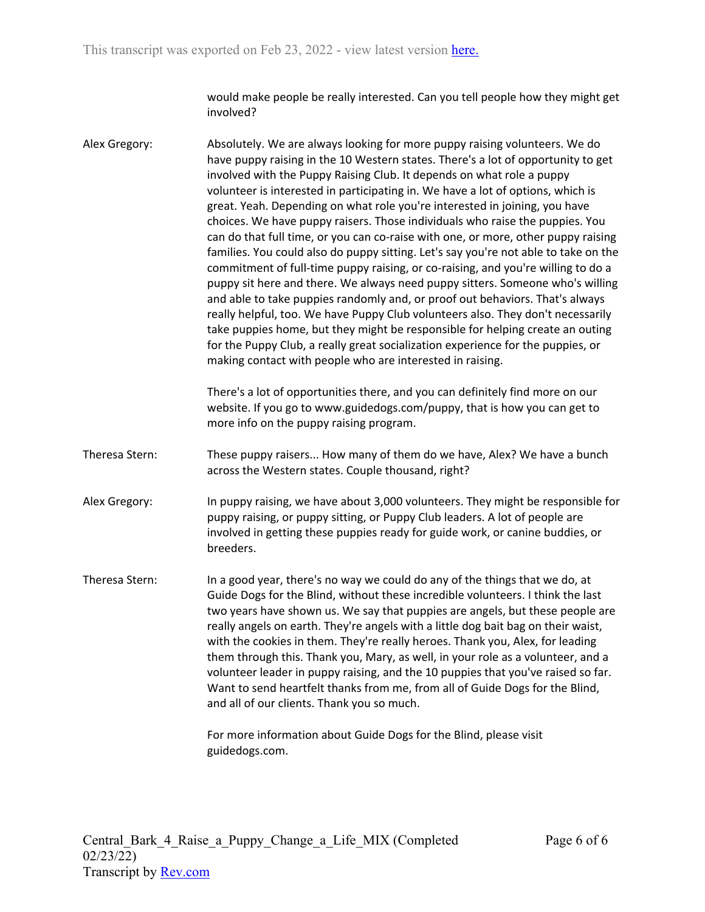would make people be really interested. Can you tell people how they might get involved?

Alex Gregory: Absolutely. We are always looking for more puppy raising volunteers. We do have puppy raising in the 10 Western states. There's a lot of opportunity to get involved with the Puppy Raising Club. It depends on what role a puppy volunteer is interested in participating in. We have a lot of options, which is great. Yeah. Depending on what role you're interested in joining, you have choices. We have puppy raisers. Those individuals who raise the puppies. You can do that full time, or you can co-raise with one, or more, other puppy raising families. You could also do puppy sitting. Let's say you're not able to take on the commitment of full-time puppy raising, or co-raising, and you're willing to do a puppy sit here and there. We always need puppy sitters. Someone who's willing and able to take puppies randomly and, or proof out behaviors. That's always really helpful, too. We have Puppy Club volunteers also. They don't necessarily take puppies home, but they might be responsible for helping create an outing for the Puppy Club, a really great socialization experience for the puppies, or making contact with people who are interested in raising.

There's a lot of opportunities there, and you can definitely find more on our website. If you go to www.guidedogs.com/puppy, that is how you can get to more info on the puppy raising program.

Theresa Stern: These puppy raisers... How many of them do we have, Alex? We have a bunch across the Western states. Couple thousand, right?

Alex Gregory: In puppy raising, we have about 3,000 volunteers. They might be responsible for puppy raising, or puppy sitting, or Puppy Club leaders. A lot of people are involved in getting these puppies ready for guide work, or canine buddies, or breeders.

Theresa Stern: In a good year, there's no way we could do any of the things that we do, at Guide Dogs for the Blind, without these incredible volunteers. I think the last two years have shown us. We say that puppies are angels, but these people are really angels on earth. They're angels with a little dog bait bag on their waist, with the cookies in them. They're really heroes. Thank you, Alex, for leading them through this. Thank you, Mary, as well, in your role as a volunteer, and a volunteer leader in puppy raising, and the 10 puppies that you've raised so far. Want to send heartfelt thanks from me, from all of Guide Dogs for the Blind, and all of our clients. Thank you so much.

For more information about Guide Dogs for the Blind, please visit guidedogs.com.